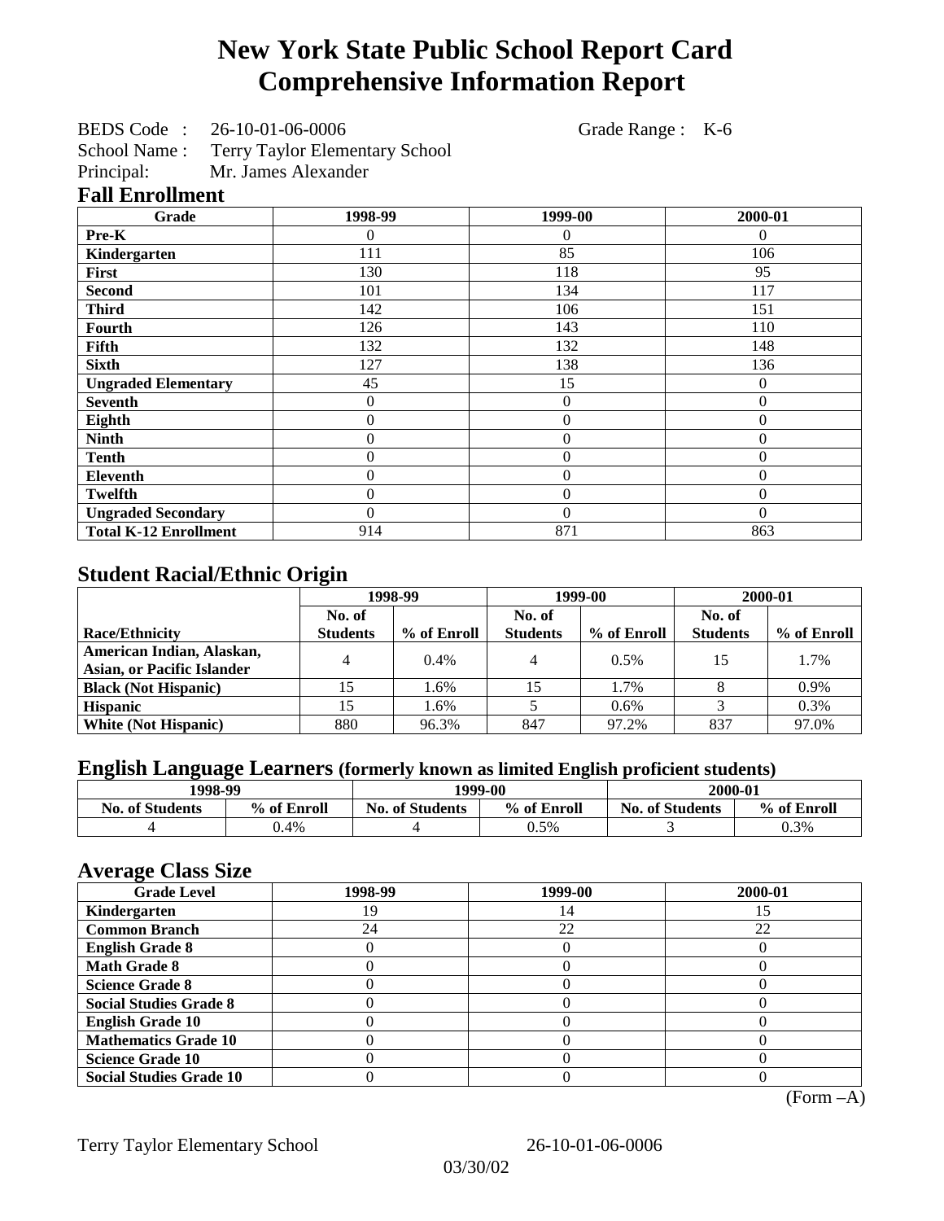# New York State Public School Report Card
# Comprehensive Information Report

BEDS Code : 26-10-01-06-0006 Grade Range : K-6
School Name : Terry Taylor Elementary School
Principal: Mr. James Alexander

## Fall Enrollment

| Grade | 1998-99 | 1999-00 | 2000-01 |
|---|---|---|---|
| Pre-K | 0 | 0 | 0 |
| Kindergarten | 111 | 85 | 106 |
| First | 130 | 118 | 95 |
| Second | 101 | 134 | 117 |
| Third | 142 | 106 | 151 |
| Fourth | 126 | 143 | 110 |
| Fifth | 132 | 132 | 148 |
| Sixth | 127 | 138 | 136 |
| Ungraded Elementary | 45 | 15 | 0 |
| Seventh | 0 | 0 | 0 |
| Eighth | 0 | 0 | 0 |
| Ninth | 0 | 0 | 0 |
| Tenth | 0 | 0 | 0 |
| Eleventh | 0 | 0 | 0 |
| Twelfth | 0 | 0 | 0 |
| Ungraded Secondary | 0 | 0 | 0 |
| Total K-12 Enrollment | 914 | 871 | 863 |

## Student Racial/Ethnic Origin

| | 1998-99 | | 1999-00 | | 2000-01 | |
|---|---|---|---|---|---|---|
| Race/Ethnicity | No. of Students | % of Enroll | No. of Students | % of Enroll | No. of Students | % of Enroll |
| American Indian, Alaskan, Asian, or Pacific Islander | 4 | 0.4% | 4 | 0.5% | 15 | 1.7% |
| Black (Not Hispanic) | 15 | 1.6% | 15 | 1.7% | 8 | 0.9% |
| Hispanic | 15 | 1.6% | 5 | 0.6% | 3 | 0.3% |
| White (Not Hispanic) | 880 | 96.3% | 847 | 97.2% | 837 | 97.0% |

## English Language Learners (formerly known as limited English proficient students)

| 1998-99 | | 1999-00 | | 2000-01 | |
|---|---|---|---|---|---|
| No. of Students | % of Enroll | No. of Students | % of Enroll | No. of Students | % of Enroll |
| 4 | 0.4% | 4 | 0.5% | 3 | 0.3% |

## Average Class Size

| Grade Level | 1998-99 | 1999-00 | 2000-01 |
|---|---|---|---|
| Kindergarten | 19 | 14 | 15 |
| Common Branch | 24 | 22 | 22 |
| English Grade 8 | 0 | 0 | 0 |
| Math Grade 8 | 0 | 0 | 0 |
| Science Grade 8 | 0 | 0 | 0 |
| Social Studies Grade 8 | 0 | 0 | 0 |
| English Grade 10 | 0 | 0 | 0 |
| Mathematics Grade 10 | 0 | 0 | 0 |
| Science Grade 10 | 0 | 0 | 0 |
| Social Studies Grade 10 | 0 | 0 | 0 |

(Form –A)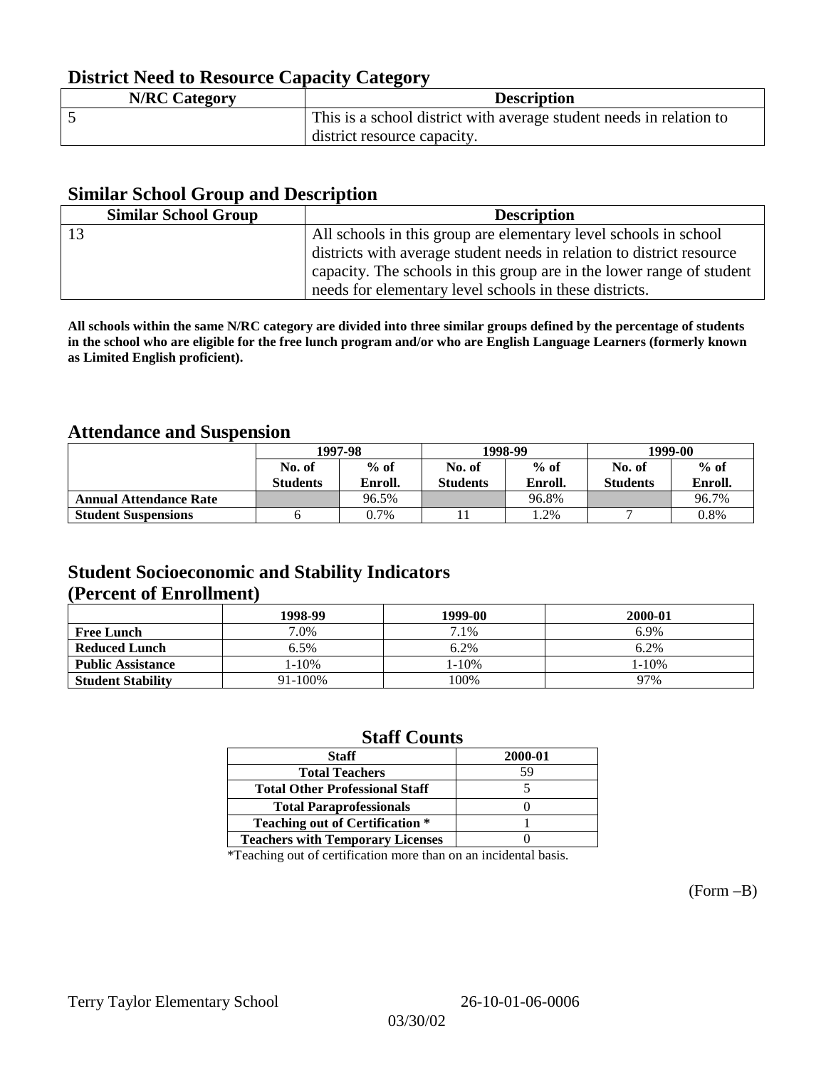## District Need to Resource Capacity Category

| N/RC Category | Description |
|---|---|
| 5 | This is a school district with average student needs in relation to district resource capacity. |

## Similar School Group and Description

| Similar School Group | Description |
|---|---|
| 13 | All schools in this group are elementary level schools in school districts with average student needs in relation to district resource capacity. The schools in this group are in the lower range of student needs for elementary level schools in these districts. |

**All schools within the same N/RC category are divided into three similar groups defined by the percentage of students in the school who are eligible for the free lunch program and/or who are English Language Learners (formerly known as Limited English proficient).**

## Attendance and Suspension

| | 1997-98 | | 1998-99 | | 1999-00 | |
|---|---|---|---|---|---|---|
| | No. of Students | % of Enroll. | No. of Students | % of Enroll. | No. of Students | % of Enroll. |
| **Annual Attendance Rate** | | 96.5% | | 96.8% | | 96.7% |
| **Student Suspensions** | 6 | 0.7% | 11 | 1.2% | 7 | 0.8% |

## Student Socioeconomic and Stability Indicators (Percent of Enrollment)

| | 1998-99 | 1999-00 | 2000-01 |
|---|---|---|---|
| **Free Lunch** | 7.0% | 7.1% | 6.9% |
| **Reduced Lunch** | 6.5% | 6.2% | 6.2% |
| **Public Assistance** | 1-10% | 1-10% | 1-10% |
| **Student Stability** | 91-100% | 100% | 97% |

## Staff Counts

| Staff | 2000-01 |
|---|---|
| Total Teachers | 59 |
| Total Other Professional Staff | 5 |
| Total Paraprofessionals | 0 |
| Teaching out of Certification * | 1 |
| Teachers with Temporary Licenses | 0 |

*Teaching out of certification more than on an incidental basis.

(Form –B)

Terry Taylor Elementary School 26-10-01-06-0006

03/30/02